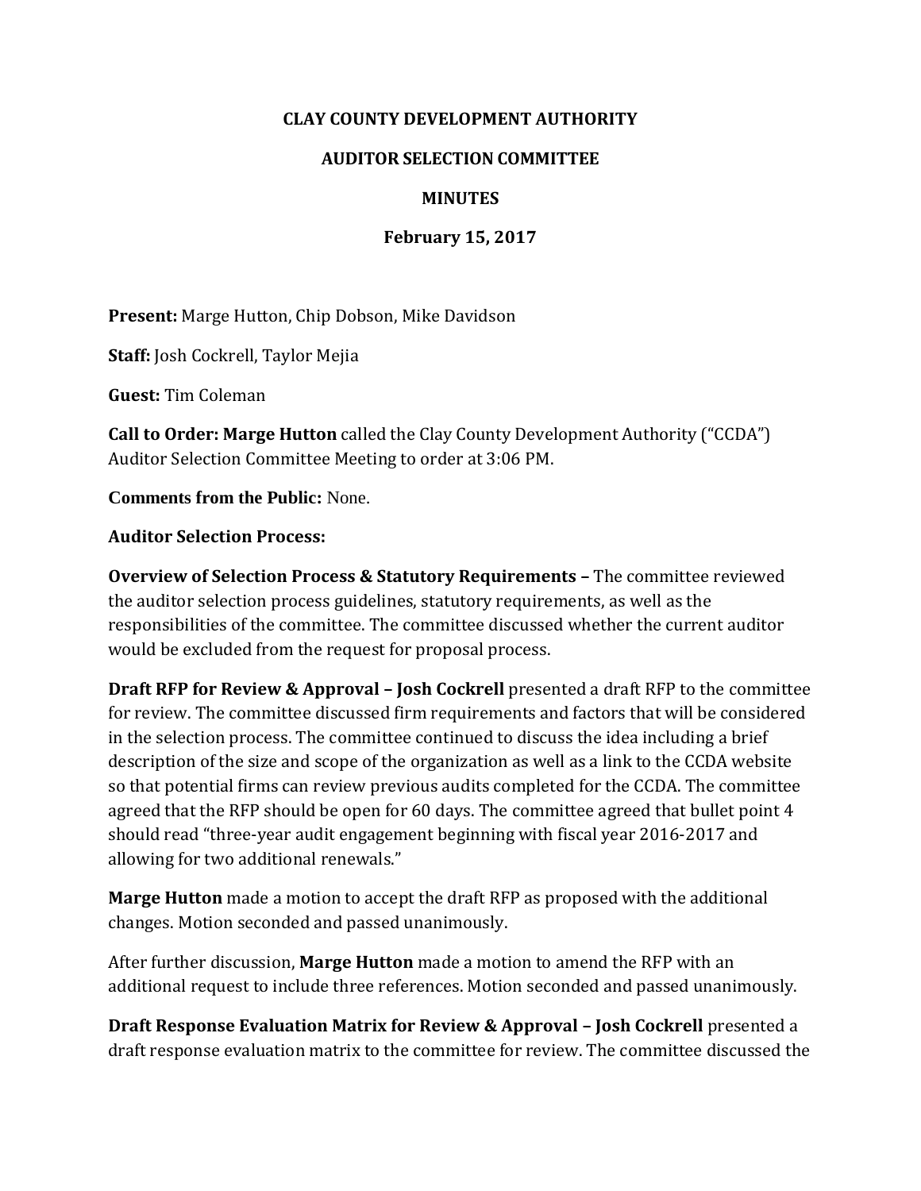# CLAY COUNTY DEVELOPMENT AUTHORITY

## AUDITOR SELECTION COMMITTEE

## MINUTES

## February 15, 2017

**Present:** Marge Hutton, Chip Dobson, Mike Davidson

**Staff:** Josh Cockrell, Taylor Mejia

**Guest:** Tim Coleman

**Call to Order: Marge Hutton** called the Clay County Development Authority ("CCDA") Auditor Selection Committee Meeting to order at 3:06 PM.

**Comments from the Public:** None.

**Auditor Selection Process:**

**Overview of Selection Process & Statutory Requirements –** The committee reviewed the auditor selection process guidelines, statutory requirements, as well as the responsibilities of the committee. The committee discussed whether the current auditor would be excluded from the request for proposal process.

**Draft RFP for Review & Approval – Josh Cockrell** presented a draft RFP to the committee for review. The committee discussed firm requirements and factors that will be considered in the selection process. The committee continued to discuss the idea including a brief description of the size and scope of the organization as well as a link to the CCDA website so that potential firms can review previous audits completed for the CCDA. The committee agreed that the RFP should be open for 60 days. The committee agreed that bullet point 4 should read "three-year audit engagement beginning with fiscal year 2016-2017 and allowing for two additional renewals."

**Marge Hutton** made a motion to accept the draft RFP as proposed with the additional changes. Motion seconded and passed unanimously.

After further discussion, **Marge Hutton** made a motion to amend the RFP with an additional request to include three references. Motion seconded and passed unanimously.

**Draft Response Evaluation Matrix for Review & Approval – Josh Cockrell** presented a draft response evaluation matrix to the committee for review. The committee discussed the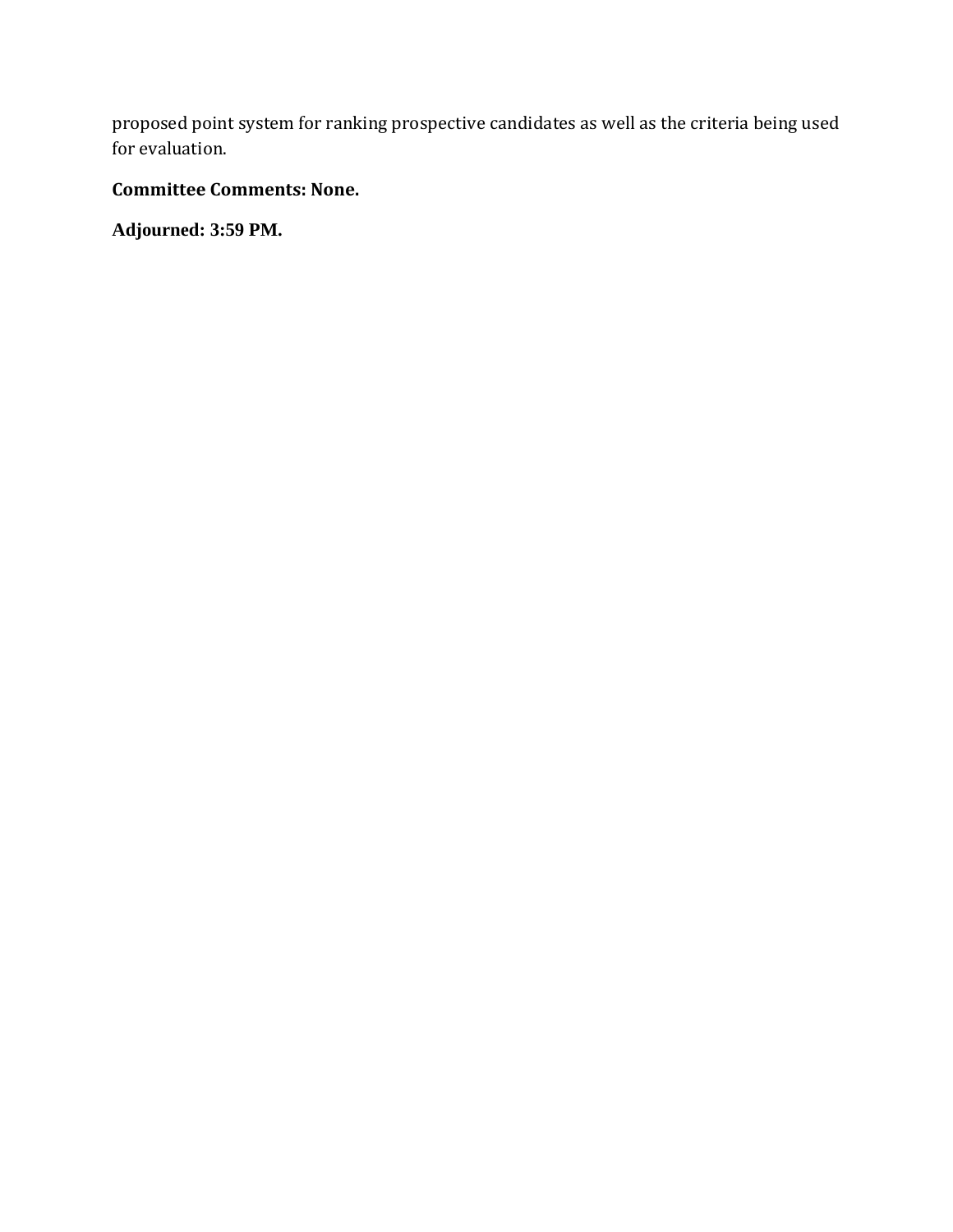proposed point system for ranking prospective candidates as well as the criteria being used for evaluation.

**Committee Comments: None.**

**Adjourned: 3:59 PM.**